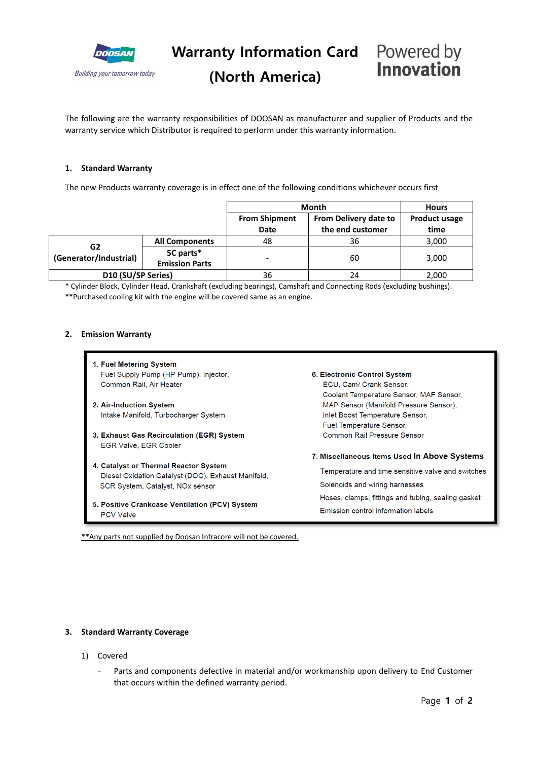DOOSAN

*Building your tomorrow today*

# Warranty Information Card (North America)

Powered by **Innovation**

The following are the warranty responsibilities of DOOSAN as manufacturer and supplier of Products and the warranty service which Distributor is required to perform under this warranty information.

## 1. Standard Warranty

The new Products warranty coverage is in effect one of the following conditions whichever occurs first

| | | Month | | Hours |
|---|---|---|---|---|
| | | **From Shipment Date** | **From Delivery date to the end customer** | **Product usage time** |
| **G2 (Generator/Industrial)** | **All Components** | 48 | 36 | 3,000 |
| | **5C parts\*** **Emission Parts** | - | 60 | 3,000 |
| **D10 (SU/SP Series)** | | 36 | 24 | 2,000 |

\* Cylinder Block, Cylinder Head, Crankshaft (excluding bearings), Camshaft and Connecting Rods (excluding bushings).

\*\*Purchased cooling kit with the engine will be covered same as an engine.

## 2. Emission Warranty

**1. Fuel Metering System**
Fuel Supply Pump (HP Pump), Injector, Common Rail, Air Heater

**2. Air-Induction System**
Intake Manifold, Turbocharger System

**3. Exhaust Gas Recirculation (EGR) System**
EGR Valve, EGR Cooler

**4. Catalyst or Thermal Reactor System**
Diesel Oxidation Catalyst (DOC), Exhaust Manifold, SCR System, Catalyst, NOx sensor

**5. Positive Crankcase Ventilation (PCV) System**
PCV Valve

**6. Electronic Control System**
ECU, Cam/ Crank Sensor, Coolant Temperature Sensor, MAF Sensor, MAP Sensor (Manifold Pressure Sensor), Inlet Boost Temperature Sensor, Fuel Temperature Sensor, Common Rail Pressure Sensor

**7. Miscellaneous Items Used In Above Systems**
Temperature and time sensitive valve and switches
Solenoids and wiring harnesses
Hoses, clamps, fittings and tubing, sealing gasket
Emission control information labels

<u>\*\*Any parts not supplied by Doosan Infracore will not be covered.</u>

## 3. Standard Warranty Coverage

1) Covered

- Parts and components defective in material and/or workmanship upon delivery to End Customer that occurs within the defined warranty period.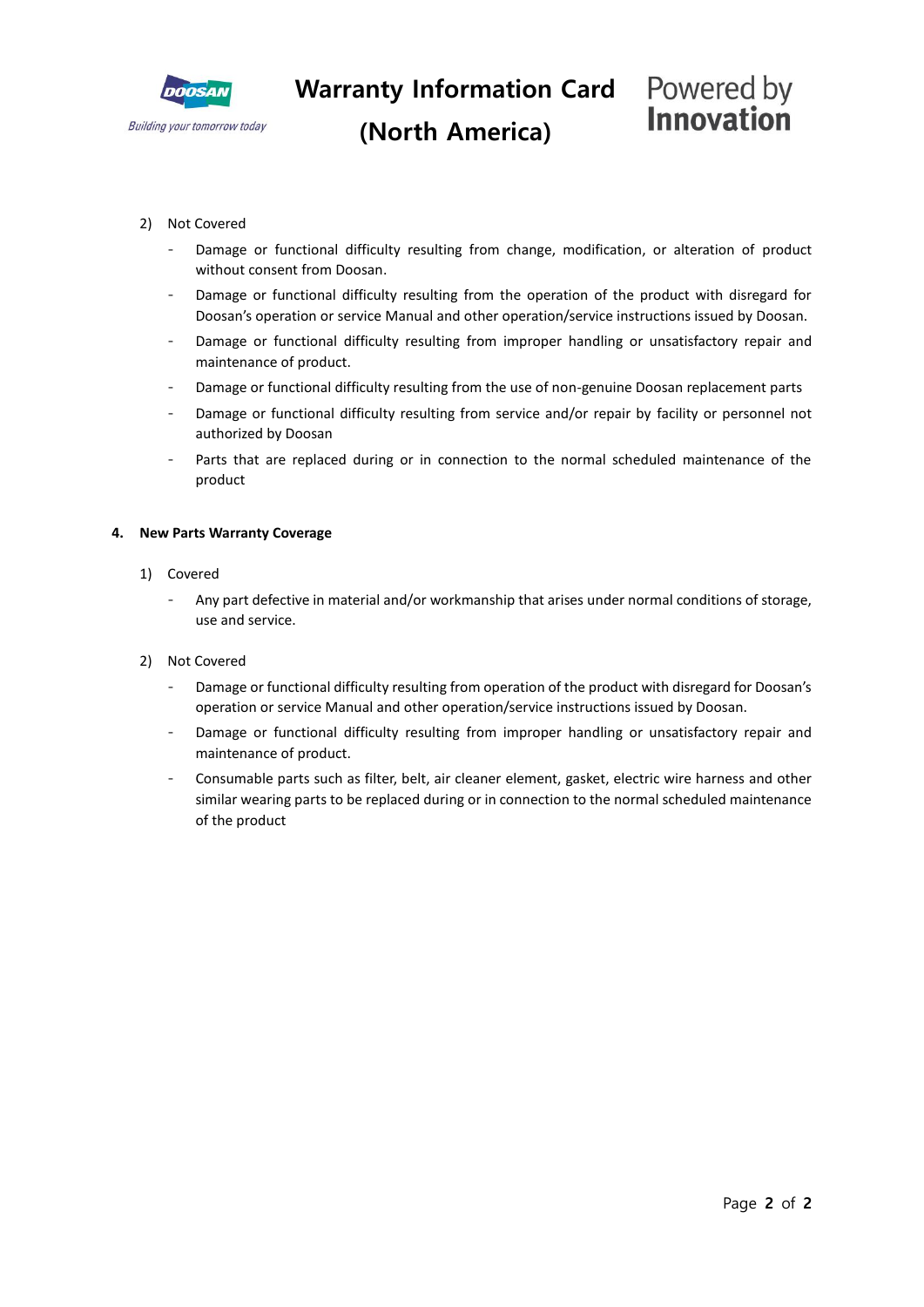2) Not Covered

- Damage or functional difficulty resulting from change, modification, or alteration of product without consent from Doosan.
- Damage or functional difficulty resulting from the operation of the product with disregard for Doosan's operation or service Manual and other operation/service instructions issued by Doosan.
- Damage or functional difficulty resulting from improper handling or unsatisfactory repair and maintenance of product.
- Damage or functional difficulty resulting from the use of non-genuine Doosan replacement parts
- Damage or functional difficulty resulting from service and/or repair by facility or personnel not authorized by Doosan
- Parts that are replaced during or in connection to the normal scheduled maintenance of the product

**4. New Parts Warranty Coverage**

1) Covered

- Any part defective in material and/or workmanship that arises under normal conditions of storage, use and service.

2) Not Covered

- Damage or functional difficulty resulting from operation of the product with disregard for Doosan's operation or service Manual and other operation/service instructions issued by Doosan.
- Damage or functional difficulty resulting from improper handling or unsatisfactory repair and maintenance of product.
- Consumable parts such as filter, belt, air cleaner element, gasket, electric wire harness and other similar wearing parts to be replaced during or in connection to the normal scheduled maintenance of the product